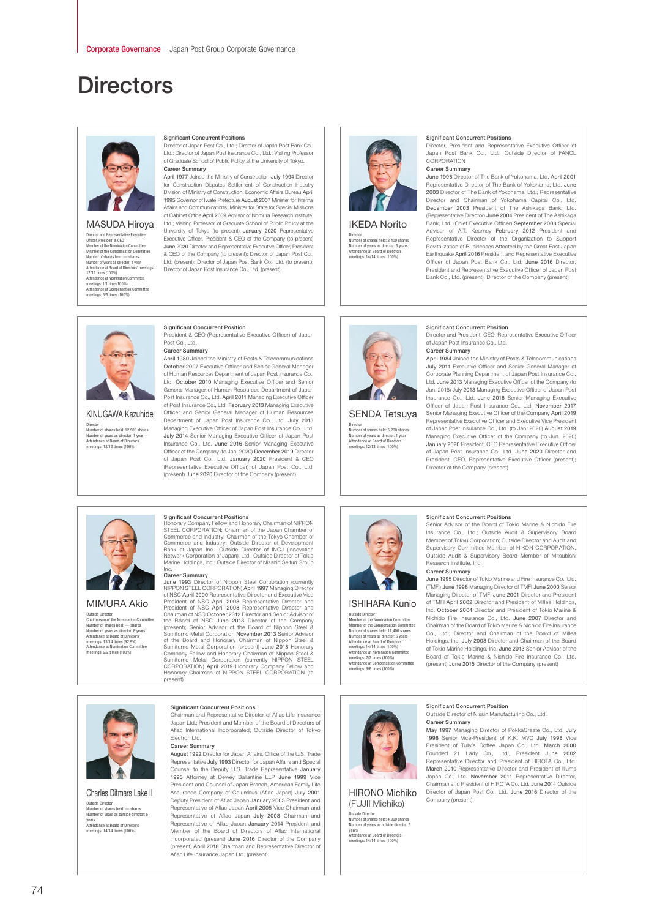Corporate Governance Japan Post Group Corporate Governance

# Directors

## MASUDA Hiroya

Director and Representative Executive Officer, President & CEO
Member of the Nomination Committee
Member of the Compensation Committee
Number of shares held: — shares
Number of years as director: 1 year
Attendance at Board of Directors' meetings: 12/12 times (100%)
Attendance at Nomination Committee meetings: 1/1 time (100%)
Attendance at Compensation Committee meetings: 5/5 times (100%)

**Significant Concurrent Positions**
Director of Japan Post Co., Ltd.; Director of Japan Post Bank Co., Ltd.; Director of Japan Post Insurance Co., Ltd.; Visiting Professor of Graduate School of Public Policy at the University of Tokyo.

**Career Summary**
April 1977 Joined the Ministry of Construction July 1994 Director for Construction Disputes Settlement of Construction Industry Division of Ministry of Construction, Economic Affairs Bureau April 1995 Governor of Iwate Prefecture August 2007 Minister for Internal Affairs and Communications, Minister for State for Special Missions of Cabinet Office April 2009 Advisor of Nomura Research Institute, Ltd.; Visiting Professor of Graduate School of Public Policy at the University of Tokyo (to present) January 2020 Representative Executive Officer, President & CEO of the Company (to present) June 2020 Director and Representative Executive Officer, President & CEO of the Company (to present); Director of Japan Post Co., Ltd. (present); Director of Japan Post Bank Co., Ltd. (to present); Director of Japan Post Insurance Co., Ltd. (present)

## IKEDA Norito

Director
Number of shares held: 2,400 shares
Number of years as director: 5 years
Attendance at Board of Directors' meetings: 14/14 times (100%)

**Significant Concurrent Positions**
Director, President and Representative Executive Officer of Japan Post Bank Co., Ltd.; Outside Director of FANCL CORPORATION

**Career Summary**
June 1996 Director of The Bank of Yokohama, Ltd. April 2001 Representative Director of The Bank of Yokohama, Ltd. June 2003 Director of The Bank of Yokohama, Ltd.; Representative Director and Chairman of Yokohama Capital Co., Ltd. December 2003 President of The Ashikaga Bank, Ltd. (Representative Director) June 2004 President of The Ashikaga Bank, Ltd. (Chief Executive Officer) September 2008 Special Advisor of A.T. Kearney February 2012 President and Representative Director of the Organization to Support Revitalization of Businesses Affected by the Great East Japan Earthquake April 2016 President and Representative Executive Officer of Japan Post Bank Co., Ltd. June 2016 Director, President and Representative Executive Officer of Japan Post Bank Co., Ltd. (present); Director of the Company (present)

## KINUGAWA Kazuhide

Director
Number of shares held: 12,500 shares
Number of years as director: 1 year
Attendance at Board of Directors' meetings: 12/12 times (100%)

**Significant Concurrent Position**
President & CEO (Representative Executive Officer) of Japan Post Co., Ltd.

**Career Summary**
April 1980 Joined the Ministry of Posts & Telecommunications October 2007 Executive Officer and Senior General Manager of Human Resources Department of Japan Post Insurance Co., Ltd. October 2010 Managing Executive Officer and Senior General Manager of Human Resources Department of Japan Post Insurance Co., Ltd. April 2011 Managing Executive Officer of Post Insurance Co., Ltd. February 2013 Managing Executive Officer and Senior General Manager of Human Resources Department of Japan Post Insurance Co., Ltd. July 2013 Managing Executive Officer of Japan Post Insurance Co., Ltd. July 2014 Senior Managing Executive Officer of Japan Post Insurance Co., Ltd. June 2016 Senior Managing Executive Officer of the Company (to Jan. 2020) December 2019 Director of Japan Post Co., Ltd. January 2020 President & CEO (Representative Executive Officer) of Japan Post Co., Ltd. (present) June 2020 Director of the Company (present)

## SENDA Tetsuya

Director
Number of shares held: 5,200 shares
Number of years as director: 1 year
Attendance at Board of Directors' meetings: 12/12 times (100%)

**Significant Concurrent Position**
Director and President, CEO, Representative Executive Officer of Japan Post Insurance Co., Ltd.

**Career Summary**
April 1984 Joined the Ministry of Posts & Telecommunications July 2011 Executive Officer and Senior General Manager of Corporate Planning Department of Japan Post Insurance Co., Ltd. June 2013 Managing Executive Officer of the Company (to Jun. 2016) July 2013 Managing Executive Officer of Japan Post Insurance Co., Ltd. June 2016 Senior Managing Executive Officer of Japan Post Insurance Co., Ltd. November 2017 Senior Managing Executive Officer of the Company April 2019 Representative Executive Officer and Executive Vice President of Japan Post Insurance Co., Ltd. (to Jan. 2020) August 2019 Managing Executive Officer of the Company (to Jun. 2020) January 2020 President, CEO Representative Executive Officer of Japan Post Insurance Co., Ltd. June 2020 Director and President, CEO, Representative Executive Officer (present); Director of the Company (present)

## MIMURA Akio

Outside Director
Chairperson of the Nomination Committee
Number of shares held: — shares
Number of years as director: 8 years
Attendance at Board of Directors' meetings: 13/14 times (92.9%)
Attendance at Nomination Committee meetings: 2/2 times (100%)

**Significant Concurrent Positions**
Honorary Company Fellow and Honorary Chairman of NIPPON STEEL CORPORATION; Chairman of the Japan Chamber of Commerce and Industry; Chairman of the Tokyo Chamber of Commerce and Industry; Outside Director of Development Bank of Japan Inc.; Outside Director of INCJ (Innovation Network Corporation of Japan), Ltd.; Outside Director of Tokio Marine Holdings, Inc.; Outside Director of Nisshin Seifun Group Inc.

**Career Summary**
June 1993 Director of Nippon Steel Corporation (currently NIPPON STEEL CORPORATION) April 1997 Managing Director of NSC April 2000 Representative Director and Executive Vice President of NSC April 2003 Representative Director and President of NSC April 2008 Representative Director and Chairman of NSC October 2012 Director and Senior Advisor of the Board of NSC June 2013 Director of the Company (present); Senior Advisor of the Board of Nippon Steel & Sumitomo Metal Corporation November 2013 Senior Advisor of the Board and Honorary Chairman of Nippon Steel & Sumitomo Metal Corporation (present) June 2018 Honorary Company Fellow and Honorary Chairman of Nippon Steel & Sumitomo Metal Corporation (currently NIPPON STEEL CORPORATION) April 2019 Honorary Company Fellow and Honorary Chairman of NIPPON STEEL CORPORATION (to present)

## ISHIHARA Kunio

Outside Director
Member of the Nomination Committee
Member of the Compensation Committee
Number of shares held: 11,400 shares
Number of years as director: 5 years
Attendance at Board of Directors' meetings: 14/14 times (100%)
Attendance at Nomination Committee meetings: 2/2 times (100%)
Attendance at Compensation Committee meetings: 6/6 times (100%)

**Significant Concurrent Positions**
Senior Advisor of the Board of Tokio Marine & Nichido Fire Insurance Co., Ltd.; Outside Audit & Supervisory Board Member of Tokyu Corporation; Outside Director and Audit and Supervisory Committee Member of NIKON CORPORATION, Outside Audit & Supervisory Board Member of Mitsubishi Research Institute, Inc.

**Career Summary**
June 1995 Director of Tokio Marine and Fire Insurance Co., Ltd. (TMFI) June 1998 Managing Director of TMFI June 2000 Senior Managing Director of TMFI June 2001 Director and President of TMFI April 2002 Director and President of Millea Holdings, Inc. October 2004 Director and President of Tokio Marine & Nichido Fire Insurance Co., Ltd. June 2007 Director and Chairman of the Board of Tokio Marine & Nichido Fire Insurance Co., Ltd.; Director and Chairman of the Board of Millea Holdings, Inc. July 2008 Director and Chairman of the Board of Tokio Marine Holdings, Inc. June 2013 Senior Advisor of the Board of Tokio Marine & Nichido Fire Insurance Co., Ltd. (present) June 2015 Director of the Company (present)

## Charles Ditmars Lake II

Outside Director
Number of shares held: — shares
Number of years as outside director: 5 years
Attendance at Board of Directors' meetings: 14/14 times (100%)

**Significant Concurrent Positions**
Chairman and Representative Director of Aflac Life Insurance Japan Ltd.; President and Member of the Board of Directors of Aflac International Incorporated; Outside Director of Tokyo Electron Ltd.

**Career Summary**
August 1992 Director for Japan Affairs, Office of the U.S. Trade Representative July 1993 Director for Japan Affairs and Special Counsel to the Deputy U.S. Trade Representative January 1995 Attorney at Dewey Ballantine LLP June 1999 Vice President and Counsel of Japan Branch, American Family Life Assurance Company of Columbus (Aflac Japan) July 2001 Deputy President of Aflac Japan January 2003 President and Representative of Aflac Japan April 2005 Vice Chairman and Representative of Aflac Japan July 2008 Chairman and Representative of Aflac Japan January 2014 President and Member of the Board of Directors of Aflac International Incorporated (present) June 2016 Director of the Company (present) April 2018 Chairman and Representative Director of Aflac Life Insurance Japan Ltd. (present)

## HIRONO Michiko (FUJII Michiko)

Outside Director
Number of shares held: 4,900 shares
Number of years as outside director: 5 years
Attendance at Board of Directors' meetings: 14/14 times (100%)

**Significant Concurrent Position**
Outside Director of Nissin Manufacturing Co., Ltd.

**Career Summary**
May 1997 Managing Director of PokkaCreate Co., Ltd. July 1998 Senior Vice-President of K.K. MVC July 1998 Vice President of Tully's Coffee Japan Co., Ltd. March 2000 Founded 21 Lady Co., Ltd., President June 2002 Representative Director and President of HIROTA Co., Ltd. March 2010 Representative Director and President of Illums Japan Co., Ltd. November 2011 Representative Director, Chairman and President of HIROTA Co, Ltd. June 2014 Outside Director of Japan Post Co., Ltd. June 2016 Director of the Company (present)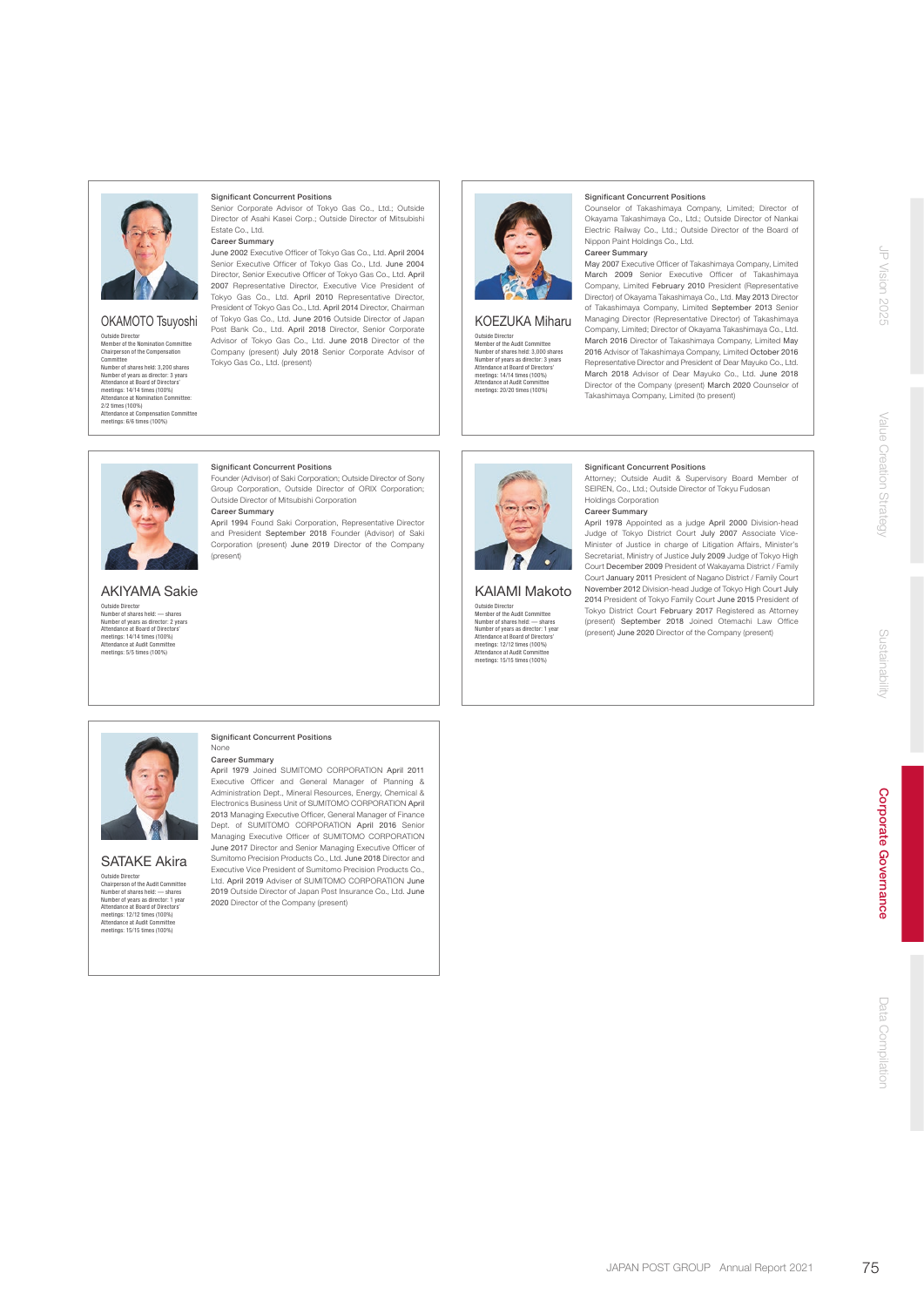## OKAMOTO Tsuyoshi

Outside Director
Member of the Nomination Committee
Chairperson of the Compensation Committee
Number of shares held: 3,200 shares
Number of years as director: 3 years
Attendance at Board of Directors' meetings: 14/14 times (100%)
Attendance at Nomination Committee: 2/2 times (100%)
Attendance at Compensation Committee meetings: 6/6 times (100%)

**Significant Concurrent Positions**

Senior Corporate Advisor of Tokyo Gas Co., Ltd.; Outside Director of Asahi Kasei Corp.; Outside Director of Mitsubishi Estate Co., Ltd.

**Career Summary**

**June 2002** Executive Officer of Tokyo Gas Co., Ltd. **April 2004** Senior Executive Officer of Tokyo Gas Co., Ltd. **June 2004** Director, Senior Executive Officer of Tokyo Gas Co., Ltd. **April 2007** Representative Director, Executive Vice President of Tokyo Gas Co., Ltd. **April 2010** Representative Director, President of Tokyo Gas Co., Ltd. **April 2014** Director, Chairman of Tokyo Gas Co., Ltd. **June 2016** Outside Director of Japan Post Bank Co., Ltd. **April 2018** Director, Senior Corporate Advisor of Tokyo Gas Co., Ltd. **June 2018** Director of the Company (present) **July 2018** Senior Corporate Advisor of Tokyo Gas Co., Ltd. (present)

## KOEZUKA Miharu

Outside Director
Member of the Audit Committee
Number of shares held: 3,000 shares
Number of years as director: 3 years
Attendance at Board of Directors' meetings: 14/14 times (100%)
Attendance at Audit Committee meetings: 20/20 times (100%)

**Significant Concurrent Positions**

Counselor of Takashimaya Company, Limited; Director of Okayama Takashimaya Co., Ltd.; Outside Director of Nankai Electric Railway Co., Ltd.; Outside Director of the Board of Nippon Paint Holdings Co., Ltd.

**Career Summary**

**May 2007** Executive Officer of Takashimaya Company, Limited **March 2009** Senior Executive Officer of Takashimaya Company, Limited **February 2010** President (Representative Director) of Okayama Takashimaya Co., Ltd. **May 2013** Director of Takashimaya Company, Limited **September 2013** Senior Managing Director (Representative Director) of Takashimaya Company, Limited; Director of Okayama Takashimaya Co., Ltd. **March 2016** Director of Takashimaya Company, Limited **May 2016** Advisor of Takashimaya Company, Limited **October 2016** Representative Director and President of Dear Mayuko Co., Ltd. **March 2018** Advisor of Dear Mayuko Co., Ltd. **June 2018** Director of the Company (present) **March 2020** Counselor of Takashimaya Company, Limited (to present)

## AKIYAMA Sakie

Outside Director
Number of shares held: — shares
Number of years as director: 2 years
Attendance at Board of Directors' meetings: 14/14 times (100%)
Attendance at Audit Committee meetings: 5/5 times (100%)

**Significant Concurrent Positions**

Founder (Advisor) of Saki Corporation; Outside Director of Sony Group Corporation, Outside Director of ORIX Corporation; Outside Director of Mitsubishi Corporation

**Career Summary**

**April 1994** Found Saki Corporation, Representative Director and President **September 2018** Founder (Advisor) of Saki Corporation (present) **June 2019** Director of the Company (present)

## KAIAMI Makoto

Outside Director
Member of the Audit Committee
Number of shares held: — shares
Number of years as director: 1 year
Attendance at Board of Directors' meetings: 12/12 times (100%)
Attendance at Audit Committee meetings: 15/15 times (100%)

**Significant Concurrent Positions**

Attorney; Outside Audit & Supervisory Board Member of SEIREN, Co., Ltd.; Outside Director of Tokyu Fudosan Holdings Corporation

**Career Summary**

**April 1978** Appointed as a judge **April 2000** Division-head Judge of Tokyo District Court **July 2007** Associate Vice-Minister of Justice in charge of Litigation Affairs, Minister's Secretariat, Ministry of Justice **July 2009** Judge of Tokyo High Court **December 2009** President of Wakayama District / Family Court **January 2011** President of Nagano District / Family Court **November 2012** Division-head Judge of Tokyo High Court **July 2014** President of Tokyo Family Court **June 2015** President of Tokyo District Court **February 2017** Registered as Attorney (present) **September 2018** Joined Otemachi Law Office (present) **June 2020** Director of the Company (present)

## SATAKE Akira

Outside Director
Chairperson of the Audit Committee
Number of shares held: — shares
Number of years as director: 1 year
Attendance at Board of Directors' meetings: 12/12 times (100%)
Attendance at Audit Committee meetings: 15/15 times (100%)

**Significant Concurrent Positions**

None

**Career Summary**

**April 1979** Joined SUMITOMO CORPORATION **April 2011** Executive Officer and General Manager of Planning & Administration Dept., Mineral Resources, Energy, Chemical & Electronics Business Unit of SUMITOMO CORPORATION **April 2013** Managing Executive Officer, General Manager of Finance Dept. of SUMITOMO CORPORATION **April 2016** Senior Managing Executive Officer of SUMITOMO CORPORATION **June 2017** Director and Senior Managing Executive Officer of Sumitomo Precision Products Co., Ltd. **June 2018** Director and Executive Vice President of Sumitomo Precision Products Co., Ltd. **April 2019** Adviser of SUMITOMO CORPORATION **June 2019** Outside Director of Japan Post Insurance Co., Ltd. **June 2020** Director of the Company (present)